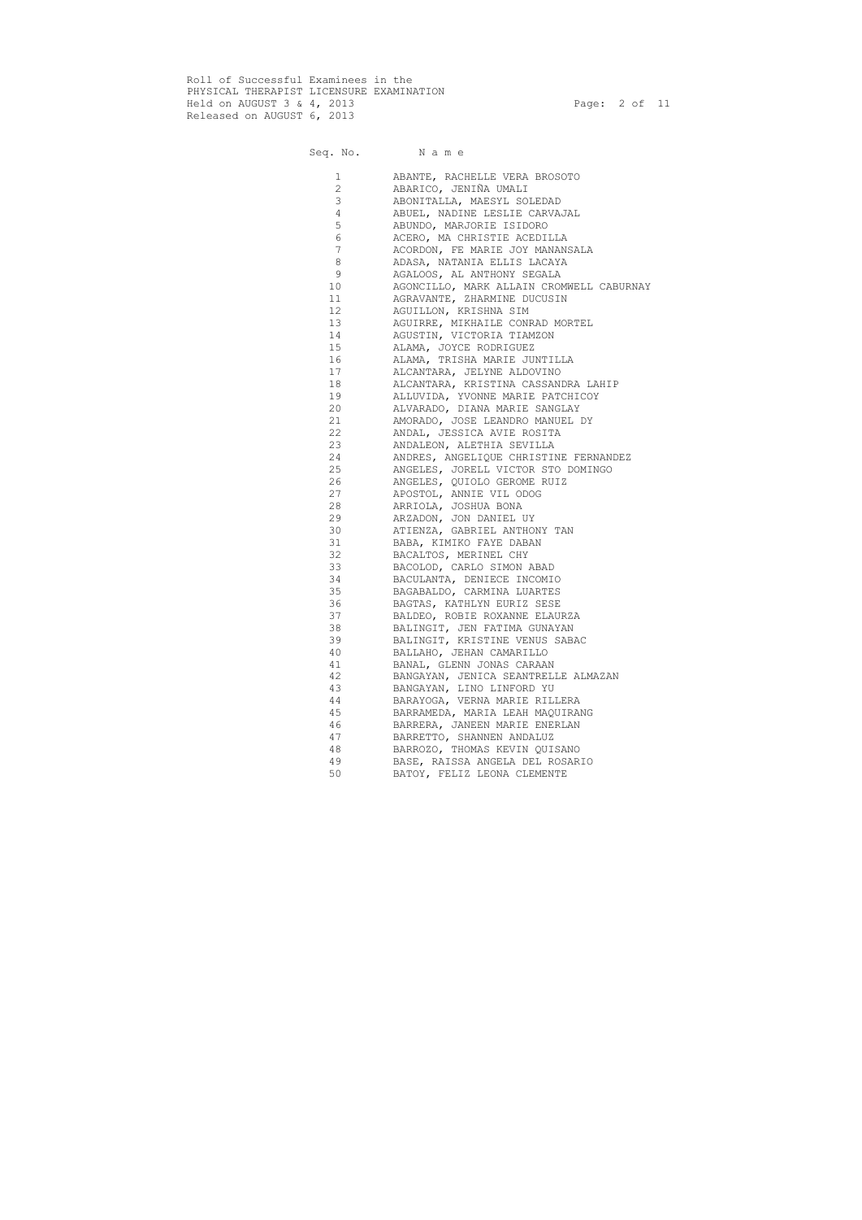Roll of Successful Examinees in the
PHYSICAL THERAPIST LICENSURE EXAMINATION
Held on AUGUST 3 & 4, 2013
Released on AUGUST 6, 2013

| Seq. No. | Name |
|---|---|
| 1 | ABANTE, RACHELLE VERA BROSOTO |
| 2 | ABARICO, JENIÑA UMALI |
| 3 | ABONITALLA, MAESYL SOLEDAD |
| 4 | ABUEL, NADINE LESLIE CARVAJAL |
| 5 | ABUNDO, MARJORIE ISIDORO |
| 6 | ACERO, MA CHRISTIE ACEDILLA |
| 7 | ACORDON, FE MARIE JOY MANANSALA |
| 8 | ADASA, NATANIA ELLIS LACAYA |
| 9 | AGALOOS, AL ANTHONY SEGALA |
| 10 | AGONCILLO, MARK ALLAIN CROMWELL CABURNAY |
| 11 | AGRAVANTE, ZHARMINE DUCUSIN |
| 12 | AGUILLON, KRISHNA SIM |
| 13 | AGUIRRE, MIKHAILE CONRAD MORTEL |
| 14 | AGUSTIN, VICTORIA TIAMZON |
| 15 | ALAMA, JOYCE RODRIGUEZ |
| 16 | ALAMA, TRISHA MARIE JUNTILLA |
| 17 | ALCANTARA, JELYNE ALDOVINO |
| 18 | ALCANTARA, KRISTINA CASSANDRA LAHIP |
| 19 | ALLUVIDA, YVONNE MARIE PATCHICOY |
| 20 | ALVARADO, DIANA MARIE SANGLAY |
| 21 | AMORADO, JOSE LEANDRO MANUEL DY |
| 22 | ANDAL, JESSICA AVIE ROSITA |
| 23 | ANDALEON, ALETHIA SEVILLA |
| 24 | ANDRES, ANGELIQUE CHRISTINE FERNANDEZ |
| 25 | ANGELES, JORELL VICTOR STO DOMINGO |
| 26 | ANGELES, QUIOLO GEROME RUIZ |
| 27 | APOSTOL, ANNIE VIL ODOG |
| 28 | ARRIOLA, JOSHUA BONA |
| 29 | ARZADON, JON DANIEL UY |
| 30 | ATIENZA, GABRIEL ANTHONY TAN |
| 31 | BABA, KIMIKO FAYE DABAN |
| 32 | BACALTOS, MERINEL CHY |
| 33 | BACOLOD, CARLO SIMON ABAD |
| 34 | BACULANTA, DENIECE INCOMIO |
| 35 | BAGABALDO, CARMINA LUARTES |
| 36 | BAGTAS, KATHLYN EURIZ SESE |
| 37 | BALDEO, ROBIE ROXANNE ELAURZA |
| 38 | BALINGIT, JEN FATIMA GUNAYAN |
| 39 | BALINGIT, KRISTINE VENUS SABAC |
| 40 | BALLAHO, JEHAN CAMARILLO |
| 41 | BANAL, GLENN JONAS CARAAN |
| 42 | BANGAYAN, JENICA SEANTRELLE ALMAZAN |
| 43 | BANGAYAN, LINO LINFORD YU |
| 44 | BARAYOGA, VERNA MARIE RILLERA |
| 45 | BARRAMEDA, MARIA LEAH MAQUIRANG |
| 46 | BARRERA, JANEEN MARIE ENERLAN |
| 47 | BARRETTO, SHANNEN ANDALUZ |
| 48 | BARROZO, THOMAS KEVIN QUISANO |
| 49 | BASE, RAISSA ANGELA DEL ROSARIO |
| 50 | BATOY, FELIZ LEONA CLEMENTE |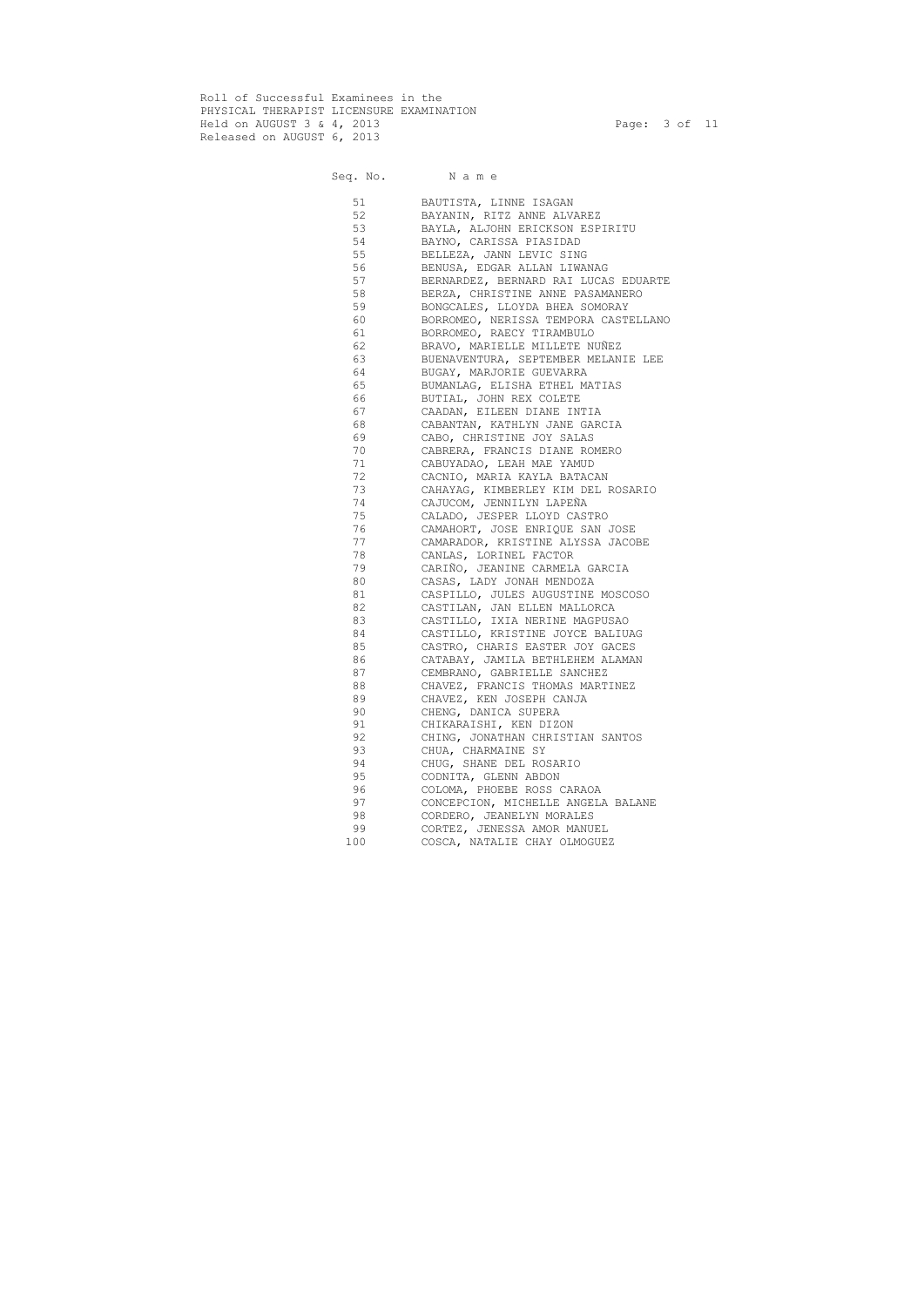Roll of Successful Examinees in the
PHYSICAL THERAPIST LICENSURE EXAMINATION
Held on AUGUST 3 & 4, 2013
Released on AUGUST 6, 2013

| Seq. No. | Name |
|---|---|
| 51 | BAUTISTA, LINNE ISAGAN |
| 52 | BAYANIN, RITZ ANNE ALVAREZ |
| 53 | BAYLA, ALJOHN ERICKSON ESPIRITU |
| 54 | BAYNO, CARISSA PIASIDAD |
| 55 | BELLEZA, JANN LEVIC SING |
| 56 | BENUSA, EDGAR ALLAN LIWANAG |
| 57 | BERNARDEZ, BERNARD RAI LUCAS EDUARTE |
| 58 | BERZA, CHRISTINE ANNE PASAMANERO |
| 59 | BONGCALES, LLOYDA BHEA SOMORAY |
| 60 | BORROMEO, NERISSA TEMPORA CASTELLANO |
| 61 | BORROMEO, RAECY TIRAMBULO |
| 62 | BRAVO, MARIELLE MILLETE NUÑEZ |
| 63 | BUENAVENTURA, SEPTEMBER MELANIE LEE |
| 64 | BUGAY, MARJORIE GUEVARRA |
| 65 | BUMANLAG, ELISHA ETHEL MATIAS |
| 66 | BUTIAL, JOHN REX COLETE |
| 67 | CAADAN, EILEEN DIANE INTIA |
| 68 | CABANTAN, KATHLYN JANE GARCIA |
| 69 | CABO, CHRISTINE JOY SALAS |
| 70 | CABRERA, FRANCIS DIANE ROMERO |
| 71 | CABUYADAO, LEAH MAE YAMUD |
| 72 | CACNIO, MARIA KAYLA BATACAN |
| 73 | CAHAYAG, KIMBERLEY KIM DEL ROSARIO |
| 74 | CAJUCOM, JENNILYN LAPEÑA |
| 75 | CALADO, JESPER LLOYD CASTRO |
| 76 | CAMAHORT, JOSE ENRIQUE SAN JOSE |
| 77 | CAMARADOR, KRISTINE ALYSSA JACOBE |
| 78 | CANLAS, LORINEL FACTOR |
| 79 | CARIÑO, JEANINE CARMELA GARCIA |
| 80 | CASAS, LADY JONAH MENDOZA |
| 81 | CASPILLO, JULES AUGUSTINE MOSCOSO |
| 82 | CASTILAN, JAN ELLEN MALLORCA |
| 83 | CASTILLO, IXIA NERINE MAGPUSAO |
| 84 | CASTILLO, KRISTINE JOYCE BALIUAG |
| 85 | CASTRO, CHARIS EASTER JOY GACES |
| 86 | CATABAY, JAMILA BETHLEHEM ALAMAN |
| 87 | CEMBRANO, GABRIELLE SANCHEZ |
| 88 | CHAVEZ, FRANCIS THOMAS MARTINEZ |
| 89 | CHAVEZ, KEN JOSEPH CANJA |
| 90 | CHENG, DANICA SUPERA |
| 91 | CHIKARAISHI, KEN DIZON |
| 92 | CHING, JONATHAN CHRISTIAN SANTOS |
| 93 | CHUA, CHARMAINE SY |
| 94 | CHUG, SHANE DEL ROSARIO |
| 95 | CODNITA, GLENN ABDON |
| 96 | COLOMA, PHOEBE ROSS CARAOA |
| 97 | CONCEPCION, MICHELLE ANGELA BALANE |
| 98 | CORDERO, JEANELYN MORALES |
| 99 | CORTEZ, JENESSA AMOR MANUEL |
| 100 | COSCA, NATALIE CHAY OLMOGUEZ |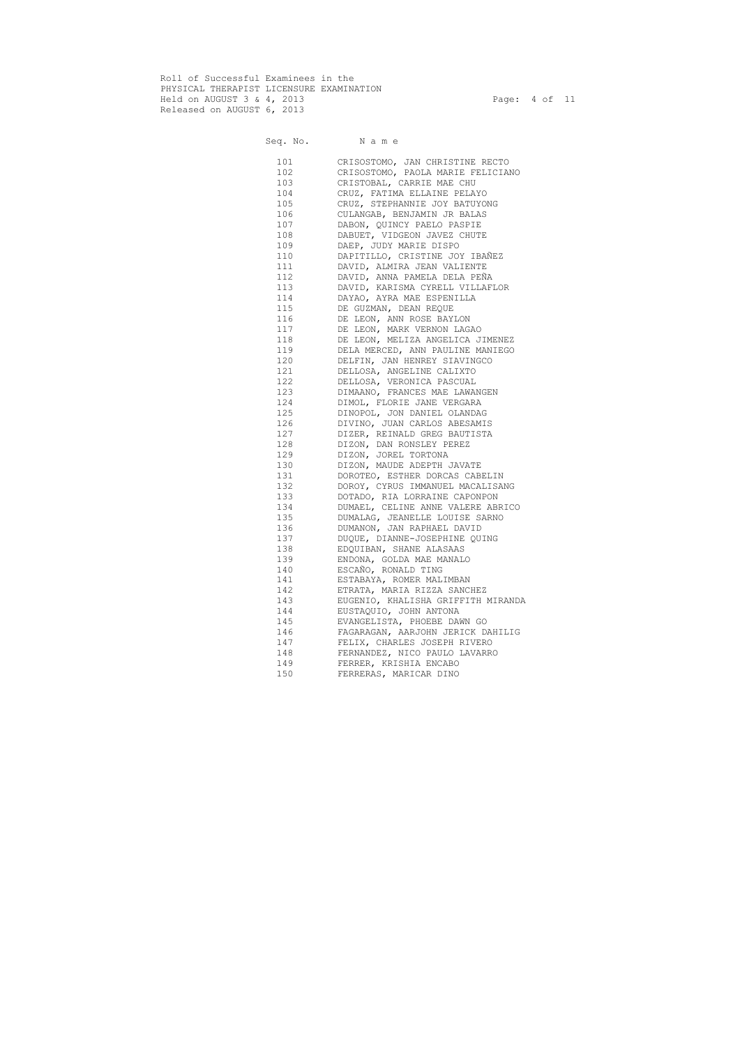Roll of Successful Examinees in the
PHYSICAL THERAPIST LICENSURE EXAMINATION
Held on AUGUST 3 & 4, 2013
Released on AUGUST 6, 2013

| Seq. No. | N a m e |
|---|---|
| 101 | CRISOSTOMO, JAN CHRISTINE RECTO |
| 102 | CRISOSTOMO, PAOLA MARIE FELICIANO |
| 103 | CRISTOBAL, CARRIE MAE CHU |
| 104 | CRUZ, FATIMA ELLAINE PELAYO |
| 105 | CRUZ, STEPHANNIE JOY BATUYONG |
| 106 | CULANGAB, BENJAMIN JR BALAS |
| 107 | DABON, QUINCY PAELO PASPIE |
| 108 | DABUET, VIDGEON JAVEZ CHUTE |
| 109 | DAEP, JUDY MARIE DISPO |
| 110 | DAPITILLO, CRISTINE JOY IBAÑEZ |
| 111 | DAVID, ALMIRA JEAN VALIENTE |
| 112 | DAVID, ANNA PAMELA DELA PEÑA |
| 113 | DAVID, KARISMA CYRELL VILLAFLOR |
| 114 | DAYAO, AYRA MAE ESPENILLA |
| 115 | DE GUZMAN, DEAN REQUE |
| 116 | DE LEON, ANN ROSE BAYLON |
| 117 | DE LEON, MARK VERNON LAGAO |
| 118 | DE LEON, MELIZA ANGELICA JIMENEZ |
| 119 | DELA MERCED, ANN PAULINE MANIEGO |
| 120 | DELFIN, JAN HENREY SIAVINGCO |
| 121 | DELLOSA, ANGELINE CALIXTO |
| 122 | DELLOSA, VERONICA PASCUAL |
| 123 | DIMAANO, FRANCES MAE LAWANGEN |
| 124 | DIMOL, FLORIE JANE VERGARA |
| 125 | DINOPOL, JON DANIEL OLANDAG |
| 126 | DIVINO, JUAN CARLOS ABESAMIS |
| 127 | DIZER, REINALD GREG BAUTISTA |
| 128 | DIZON, DAN RONSLEY PEREZ |
| 129 | DIZON, JOREL TORTONA |
| 130 | DIZON, MAUDE ADEPTH JAVATE |
| 131 | DOROTEO, ESTHER DORCAS CABELIN |
| 132 | DOROY, CYRUS IMMANUEL MACALISANG |
| 133 | DOTADO, RIA LORRAINE CAPONPON |
| 134 | DUMAEL, CELINE ANNE VALERE ABRICO |
| 135 | DUMALAG, JEANELLE LOUISE SARNO |
| 136 | DUMANON, JAN RAPHAEL DAVID |
| 137 | DUQUE, DIANNE-JOSEPHINE QUING |
| 138 | EDQUIBAN, SHANE ALASAAS |
| 139 | ENDONA, GOLDA MAE MANALO |
| 140 | ESCAÑO, RONALD TING |
| 141 | ESTABAYA, ROMER MALIMBAN |
| 142 | ETRATA, MARIA RIZZA SANCHEZ |
| 143 | EUGENIO, KHALISHA GRIFFITH MIRANDA |
| 144 | EUSTAQUIO, JOHN ANTONA |
| 145 | EVANGELISTA, PHOEBE DAWN GO |
| 146 | FAGARAGAN, AARJOHN JERICK DAHILIG |
| 147 | FELIX, CHARLES JOSEPH RIVERO |
| 148 | FERNANDEZ, NICO PAULO LAVARRO |
| 149 | FERRER, KRISHIA ENCABO |
| 150 | FERRERAS, MARICAR DINO |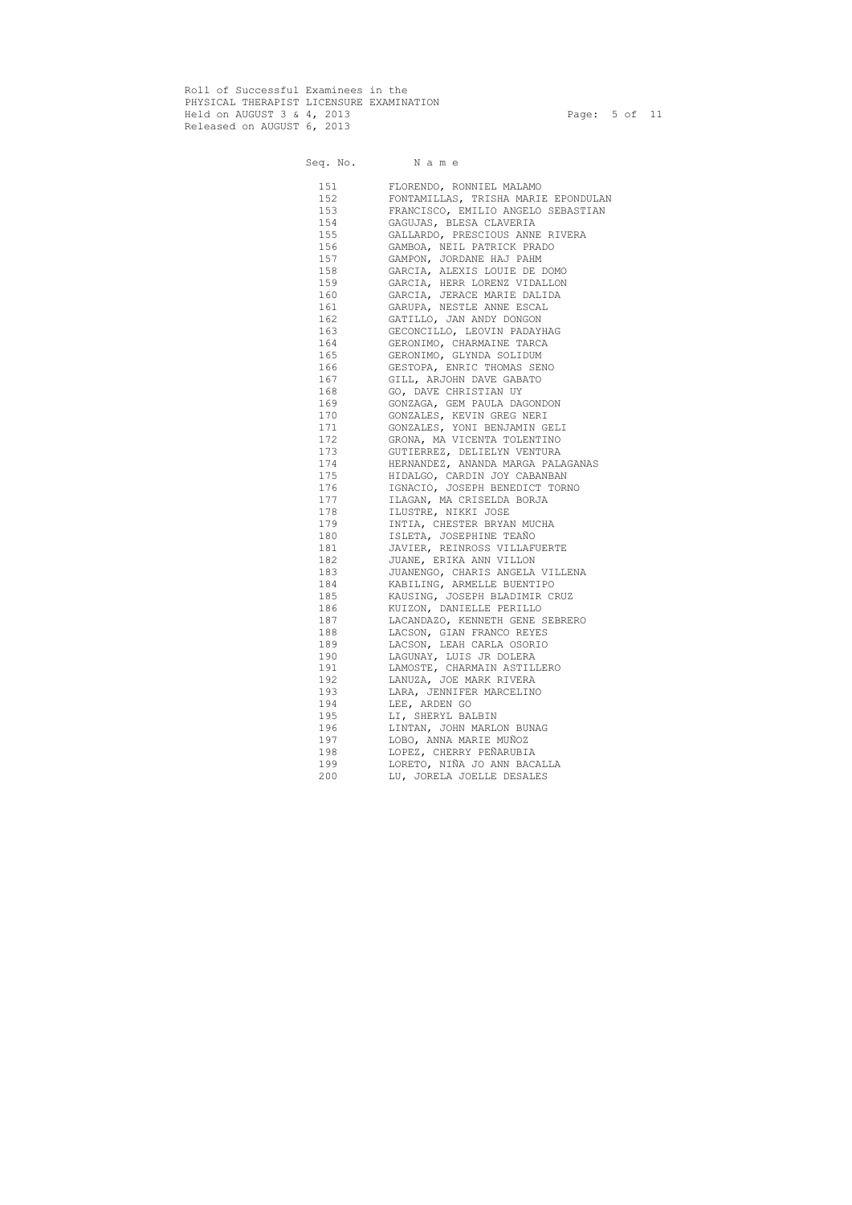Roll of Successful Examinees in the
PHYSICAL THERAPIST LICENSURE EXAMINATION
Held on AUGUST 3 & 4, 2013
Released on AUGUST 6, 2013

| Seq. No. | N a m e |
|---|---|
| 151 | FLORENDO, RONNIEL MALAMO |
| 152 | FONTAMILLAS, TRISHA MARIE EPONDULAN |
| 153 | FRANCISCO, EMILIO ANGELO SEBASTIAN |
| 154 | GAGUJAS, BLESA CLAVERIA |
| 155 | GALLARDO, PRESCIOUS ANNE RIVERA |
| 156 | GAMBOA, NEIL PATRICK PRADO |
| 157 | GAMPON, JORDANE HAJ PAHM |
| 158 | GARCIA, ALEXIS LOUIE DE DOMO |
| 159 | GARCIA, HERR LORENZ VIDALLON |
| 160 | GARCIA, JERACE MARIE DALIDA |
| 161 | GARUPA, NESTLE ANNE ESCAL |
| 162 | GATILLO, JAN ANDY DONGON |
| 163 | GECONCILLO, LEOVIN PADAYHAG |
| 164 | GERONIMO, CHARMAINE TARCA |
| 165 | GERONIMO, GLYNDA SOLIDUM |
| 166 | GESTOPA, ENRIC THOMAS SENO |
| 167 | GILL, ARJOHN DAVE GABATO |
| 168 | GO, DAVE CHRISTIAN UY |
| 169 | GONZAGA, GEM PAULA DAGONDON |
| 170 | GONZALES, KEVIN GREG NERI |
| 171 | GONZALES, YONI BENJAMIN GELI |
| 172 | GRONA, MA VICENTA TOLENTINO |
| 173 | GUTIERREZ, DELIELYN VENTURA |
| 174 | HERNANDEZ, ANANDA MARGA PALAGANAS |
| 175 | HIDALGO, CARDIN JOY CABANBAN |
| 176 | IGNACIO, JOSEPH BENEDICT TORNO |
| 177 | ILAGAN, MA CRISELDA BORJA |
| 178 | ILUSTRE, NIKKI JOSE |
| 179 | INTIA, CHESTER BRYAN MUCHA |
| 180 | ISLETA, JOSEPHINE TEAÑO |
| 181 | JAVIER, REINROSS VILLAFUERTE |
| 182 | JUANE, ERIKA ANN VILLON |
| 183 | JUANENGO, CHARIS ANGELA VILLENA |
| 184 | KABILING, ARMELLE BUENTIPO |
| 185 | KAUSING, JOSEPH BLADIMIR CRUZ |
| 186 | KUIZON, DANIELLE PERILLO |
| 187 | LACANDAZO, KENNETH GENE SEBRERO |
| 188 | LACSON, GIAN FRANCO REYES |
| 189 | LACSON, LEAH CARLA OSORIO |
| 190 | LAGUNAY, LUIS JR DOLERA |
| 191 | LAMOSTE, CHARMAIN ASTILLERO |
| 192 | LANUZA, JOE MARK RIVERA |
| 193 | LARA, JENNIFER MARCELINO |
| 194 | LEE, ARDEN GO |
| 195 | LI, SHERYL BALBIN |
| 196 | LINTAN, JOHN MARLON BUNAG |
| 197 | LOBO, ANNA MARIE MUÑOZ |
| 198 | LOPEZ, CHERRY PEÑARUBIA |
| 199 | LORETO, NIÑA JO ANN BACALLA |
| 200 | LU, JORELA JOELLE DESALES |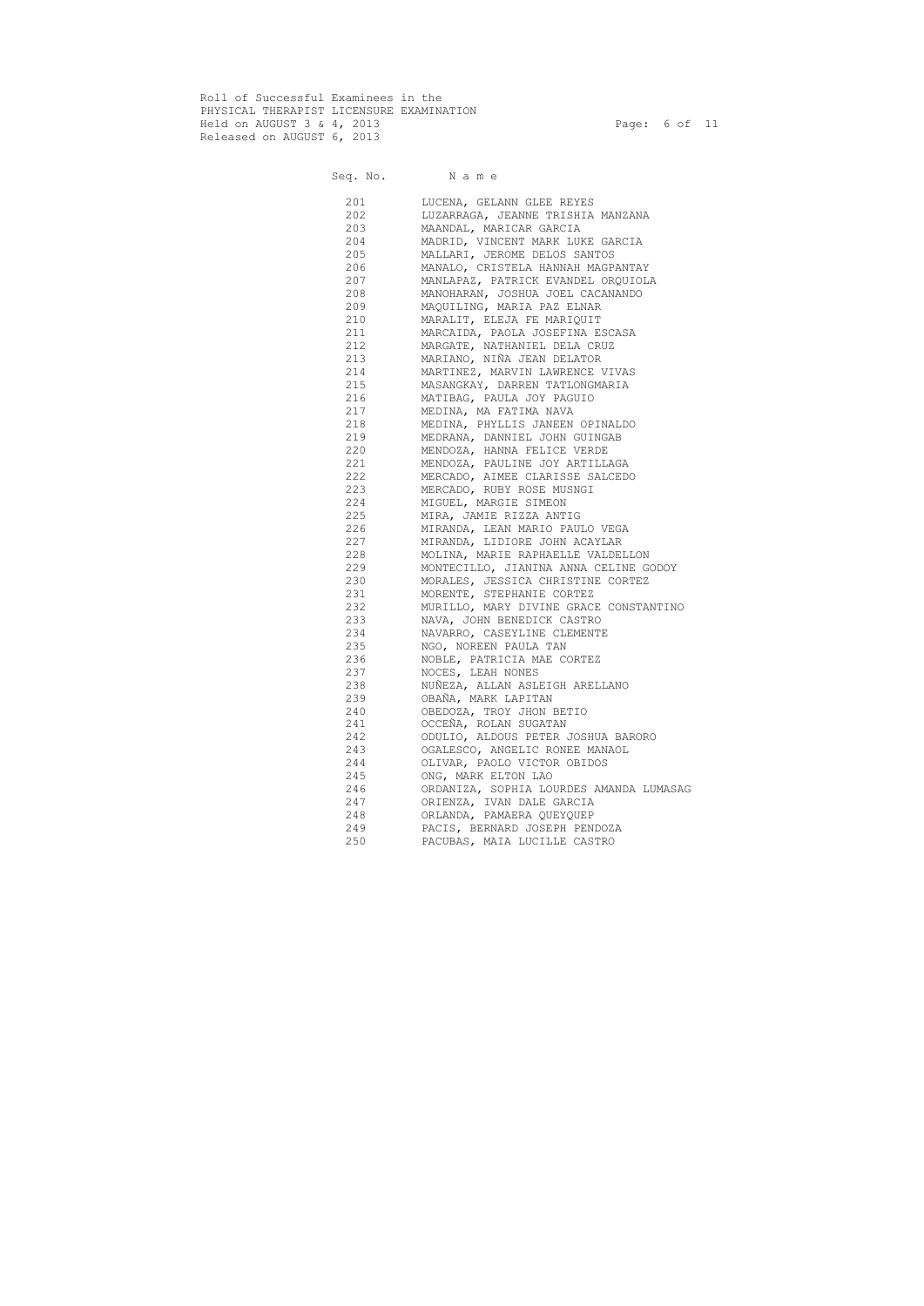Roll of Successful Examinees in the
PHYSICAL THERAPIST LICENSURE EXAMINATION
Held on AUGUST 3 & 4, 2013
Released on AUGUST 6, 2013

| Seq. No. | N a m e |
|---|---|
| 201 | LUCENA, GELANN GLEE REYES |
| 202 | LUZARRAGA, JEANNE TRISHIA MANZANA |
| 203 | MAANDAL, MARICAR GARCIA |
| 204 | MADRID, VINCENT MARK LUKE GARCIA |
| 205 | MALLARI, JEROME DELOS SANTOS |
| 206 | MANALO, CRISTELA HANNAH MAGPANTAY |
| 207 | MANLAPAZ, PATRICK EVANDEL ORQUIOLA |
| 208 | MANOHARAN, JOSHUA JOEL CACANANDO |
| 209 | MAQUILING, MARIA PAZ ELNAR |
| 210 | MARALIT, ELEJA FE MARIQUIT |
| 211 | MARCAIDA, PAOLA JOSEFINA ESCASA |
| 212 | MARGATE, NATHANIEL DELA CRUZ |
| 213 | MARIANO, NIÑA JEAN DELATOR |
| 214 | MARTINEZ, MARVIN LAWRENCE VIVAS |
| 215 | MASANGKAY, DARREN TATLONGMARIA |
| 216 | MATIBAG, PAULA JOY PAGUIO |
| 217 | MEDINA, MA FATIMA NAVA |
| 218 | MEDINA, PHYLLIS JANEEN OPINALDO |
| 219 | MEDRANA, DANNIEL JOHN GUINGAB |
| 220 | MENDOZA, HANNA FELICE VERDE |
| 221 | MENDOZA, PAULINE JOY ARTILLAGA |
| 222 | MERCADO, AIMEE CLARISSE SALCEDO |
| 223 | MERCADO, RUBY ROSE MUSNGI |
| 224 | MIGUEL, MARGIE SIMEON |
| 225 | MIRA, JAMIE RIZZA ANTIG |
| 226 | MIRANDA, LEAN MARIO PAULO VEGA |
| 227 | MIRANDA, LIDIORE JOHN ACAYLAR |
| 228 | MOLINA, MARIE RAPHAELLE VALDELLON |
| 229 | MONTECILLO, JIANINA ANNA CELINE GODOY |
| 230 | MORALES, JESSICA CHRISTINE CORTEZ |
| 231 | MORENTE, STEPHANIE CORTEZ |
| 232 | MURILLO, MARY DIVINE GRACE CONSTANTINO |
| 233 | NAVA, JOHN BENEDICK CASTRO |
| 234 | NAVARRO, CASEYLINE CLEMENTE |
| 235 | NGO, NOREEN PAULA TAN |
| 236 | NOBLE, PATRICIA MAE CORTEZ |
| 237 | NOCES, LEAH NONES |
| 238 | NUÑEZA, ALLAN ASLEIGH ARELLANO |
| 239 | OBAÑA, MARK LAPITAN |
| 240 | OBEDOZA, TROY JHON BETIO |
| 241 | OCCEÑA, ROLAN SUGATAN |
| 242 | ODULIO, ALDOUS PETER JOSHUA BARORO |
| 243 | OGALESCO, ANGELIC RONEE MANAOL |
| 244 | OLIVAR, PAOLO VICTOR OBIDOS |
| 245 | ONG, MARK ELTON LAO |
| 246 | ORDANIZA, SOPHIA LOURDES AMANDA LUMASAG |
| 247 | ORIENZA, IVAN DALE GARCIA |
| 248 | ORLANDA, PAMAERA QUEYQUEP |
| 249 | PACIS, BERNARD JOSEPH PENDOZA |
| 250 | PACUBAS, MAIA LUCILLE CASTRO |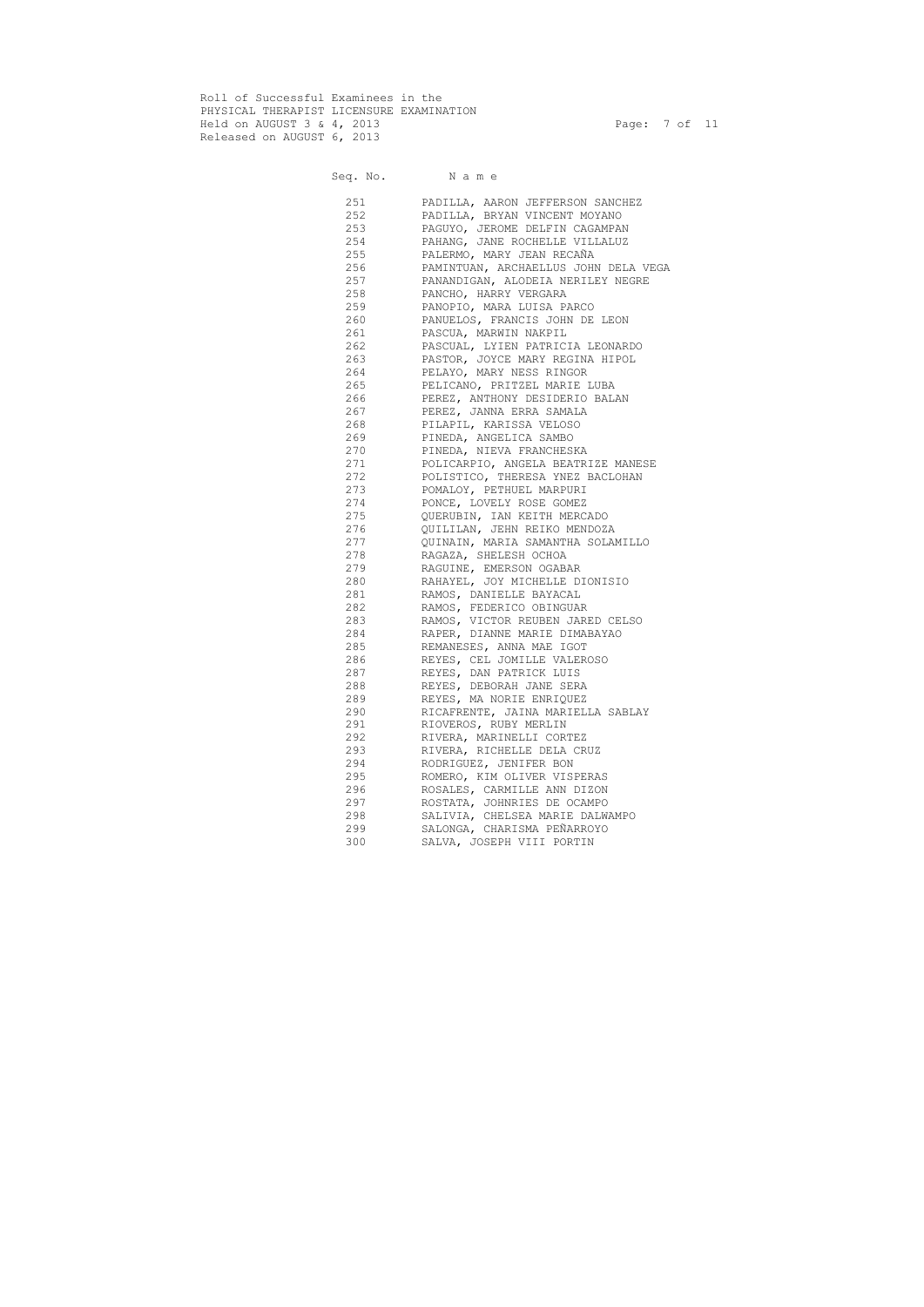Roll of Successful Examinees in the
PHYSICAL THERAPIST LICENSURE EXAMINATION
Held on AUGUST 3 & 4, 2013
Released on AUGUST 6, 2013

| Seq. No. | N a m e |
|---|---|
| 251 | PADILLA, AARON JEFFERSON SANCHEZ |
| 252 | PADILLA, BRYAN VINCENT MOYANO |
| 253 | PAGUYO, JEROME DELFIN CAGAMPAN |
| 254 | PAHANG, JANE ROCHELLE VILLALUZ |
| 255 | PALERMO, MARY JEAN RECAÑA |
| 256 | PAMINTUAN, ARCHAELLUS JOHN DELA VEGA |
| 257 | PANANDIGAN, ALODEIA NERILEY NEGRE |
| 258 | PANCHO, HARRY VERGARA |
| 259 | PANOPIO, MARA LUISA PARCO |
| 260 | PANUELOS, FRANCIS JOHN DE LEON |
| 261 | PASCUA, MARWIN NAKPIL |
| 262 | PASCUAL, LYIEN PATRICIA LEONARDO |
| 263 | PASTOR, JOYCE MARY REGINA HIPOL |
| 264 | PELAYO, MARY NESS RINGOR |
| 265 | PELICANO, PRITZEL MARIE LUBA |
| 266 | PEREZ, ANTHONY DESIDERIO BALAN |
| 267 | PEREZ, JANNA ERRA SAMALA |
| 268 | PILAPIL, KARISSA VELOSO |
| 269 | PINEDA, ANGELICA SAMBO |
| 270 | PINEDA, NIEVA FRANCHESKA |
| 271 | POLICARPIO, ANGELA BEATRIZE MANESE |
| 272 | POLISTICO, THERESA YNEZ BACLOHAN |
| 273 | POMALOY, PETHUEL MARPURI |
| 274 | PONCE, LOVELY ROSE GOMEZ |
| 275 | QUERUBIN, IAN KEITH MERCADO |
| 276 | QUILILAN, JEHN REIKO MENDOZA |
| 277 | QUINAIN, MARIA SAMANTHA SOLAMILLO |
| 278 | RAGAZA, SHELESH OCHOA |
| 279 | RAGUINE, EMERSON OGABAR |
| 280 | RAHAYEL, JOY MICHELLE DIONISIO |
| 281 | RAMOS, DANIELLE BAYACAL |
| 282 | RAMOS, FEDERICO OBINGUAR |
| 283 | RAMOS, VICTOR REUBEN JARED CELSO |
| 284 | RAPER, DIANNE MARIE DIMABAYAO |
| 285 | REMANESES, ANNA MAE IGOT |
| 286 | REYES, CEL JOMILLE VALEROSO |
| 287 | REYES, DAN PATRICK LUIS |
| 288 | REYES, DEBORAH JANE SERA |
| 289 | REYES, MA NORIE ENRIQUEZ |
| 290 | RICAFRENTE, JAINA MARIELLA SABLAY |
| 291 | RIOVEROS, RUBY MERLIN |
| 292 | RIVERA, MARINELLI CORTEZ |
| 293 | RIVERA, RICHELLE DELA CRUZ |
| 294 | RODRIGUEZ, JENIFER BON |
| 295 | ROMERO, KIM OLIVER VISPERAS |
| 296 | ROSALES, CARMILLE ANN DIZON |
| 297 | ROSTATA, JOHNRIES DE OCAMPO |
| 298 | SALIVIA, CHELSEA MARIE DALWAMPO |
| 299 | SALONGA, CHARISMA PEÑARROYO |
| 300 | SALVA, JOSEPH VIII PORTIN |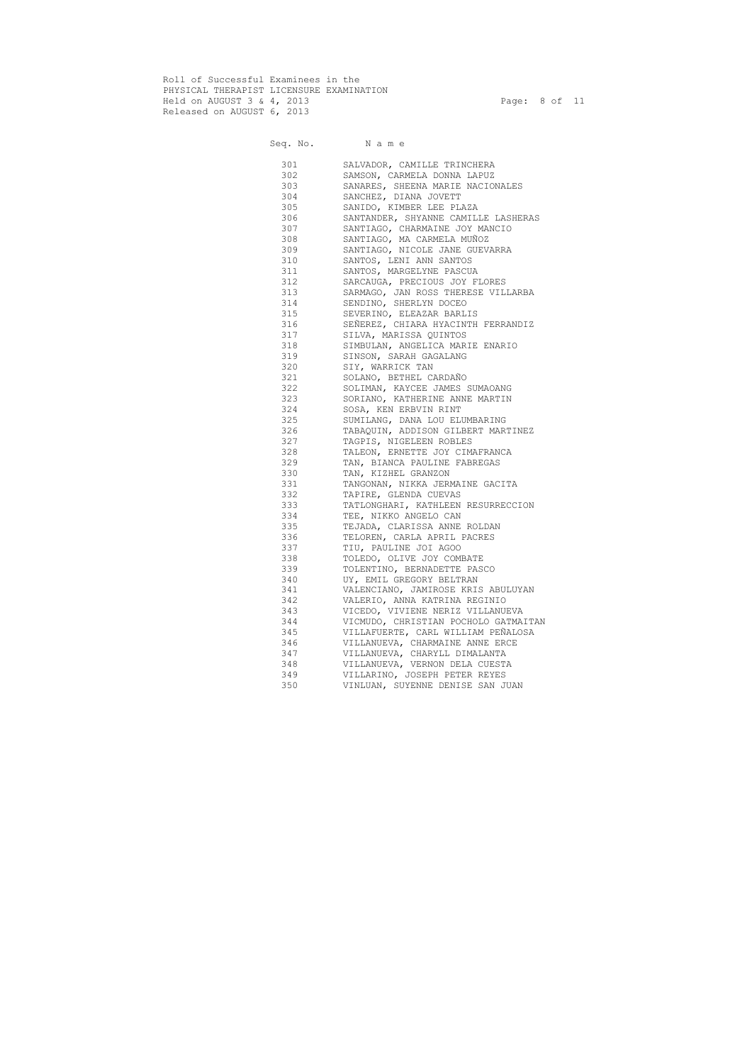Roll of Successful Examinees in the
PHYSICAL THERAPIST LICENSURE EXAMINATION
Held on AUGUST 3 & 4, 2013
Released on AUGUST 6, 2013

| Seq. No. | N a m e |
|---|---|
| 301 | SALVADOR, CAMILLE TRINCHERA |
| 302 | SAMSON, CARMELA DONNA LAPUZ |
| 303 | SANARES, SHEENA MARIE NACIONALES |
| 304 | SANCHEZ, DIANA JOVETT |
| 305 | SANIDO, KIMBER LEE PLAZA |
| 306 | SANTANDER, SHYANNE CAMILLE LASHERAS |
| 307 | SANTIAGO, CHARMAINE JOY MANCIO |
| 308 | SANTIAGO, MA CARMELA MUÑOZ |
| 309 | SANTIAGO, NICOLE JANE GUEVARRA |
| 310 | SANTOS, LENI ANN SANTOS |
| 311 | SANTOS, MARGELYNE PASCUA |
| 312 | SARCAUGA, PRECIOUS JOY FLORES |
| 313 | SARMAGO, JAN ROSS THERESE VILLARBA |
| 314 | SENDINO, SHERLYN DOCEO |
| 315 | SEVERINO, ELEAZAR BARLIS |
| 316 | SEÑEREZ, CHIARA HYACINTH FERRANDIZ |
| 317 | SILVA, MARISSA QUINTOS |
| 318 | SIMBULAN, ANGELICA MARIE ENARIO |
| 319 | SINSON, SARAH GAGALANG |
| 320 | SIY, WARRICK TAN |
| 321 | SOLANO, BETHEL CARDAÑO |
| 322 | SOLIMAN, KAYCEE JAMES SUMAOANG |
| 323 | SORIANO, KATHERINE ANNE MARTIN |
| 324 | SOSA, KEN ERBVIN RINT |
| 325 | SUMILANG, DANA LOU ELUMBARING |
| 326 | TABAQUIN, ADDISON GILBERT MARTINEZ |
| 327 | TAGPIS, NIGELEEN ROBLES |
| 328 | TALEON, ERNETTE JOY CIMAFRANCA |
| 329 | TAN, BIANCA PAULINE FABREGAS |
| 330 | TAN, KIZHEL GRANZON |
| 331 | TANGONAN, NIKKA JERMAINE GACITA |
| 332 | TAPIRE, GLENDA CUEVAS |
| 333 | TATLONGHARI, KATHLEEN RESURRECCION |
| 334 | TEE, NIKKO ANGELO CAN |
| 335 | TEJADA, CLARISSA ANNE ROLDAN |
| 336 | TELOREN, CARLA APRIL PACRES |
| 337 | TIU, PAULINE JOI AGOO |
| 338 | TOLEDO, OLIVE JOY COMBATE |
| 339 | TOLENTINO, BERNADETTE PASCO |
| 340 | UY, EMIL GREGORY BELTRAN |
| 341 | VALENCIANO, JAMIROSE KRIS ABULUYAN |
| 342 | VALERIO, ANNA KATRINA REGINIO |
| 343 | VICEDO, VIVIENE NERIZ VILLANUEVA |
| 344 | VICMUDO, CHRISTIAN POCHOLO GATMAITAN |
| 345 | VILLAFUERTE, CARL WILLIAM PEÑALOSA |
| 346 | VILLANUEVA, CHARMAINE ANNE ERCE |
| 347 | VILLANUEVA, CHARYLL DIMALANTA |
| 348 | VILLANUEVA, VERNON DELA CUESTA |
| 349 | VILLARINO, JOSEPH PETER REYES |
| 350 | VINLUAN, SUYENNE DENISE SAN JUAN |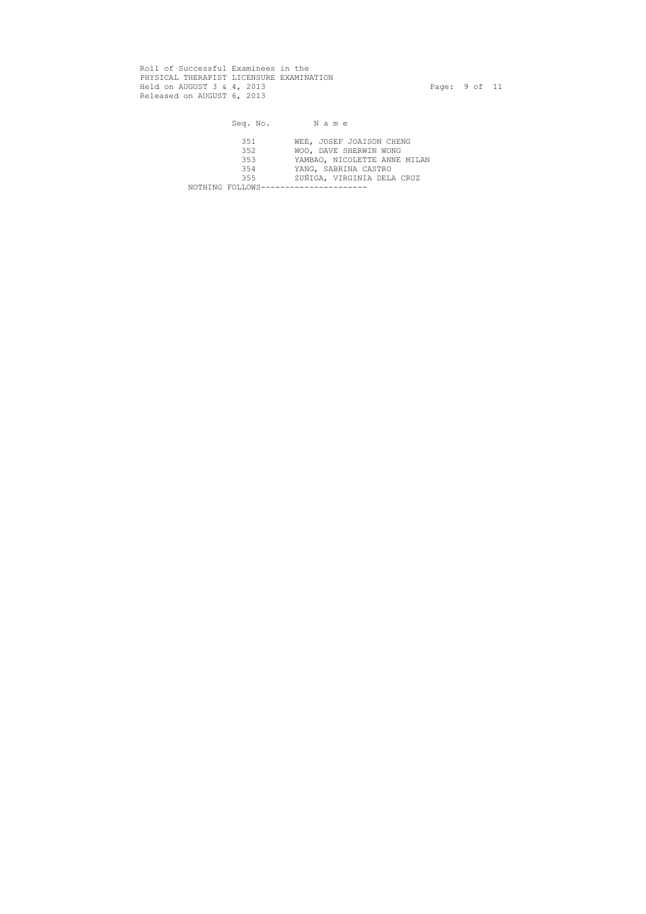| Seq. No. | N a m e |
| --- | --- |
| 351 | WEE, JOSEF JOAISON CHENG |
| 352 | WOO, DAVE SHERWIN WONG |
| 353 | YAMBAO, NICOLETTE ANNE MILAN |
| 354 | YANG, SABRINA CASTRO |
| 355 | ZUÑIGA, VIRGINIA DELA CRUZ |

NOTHING FOLLOWS----------------------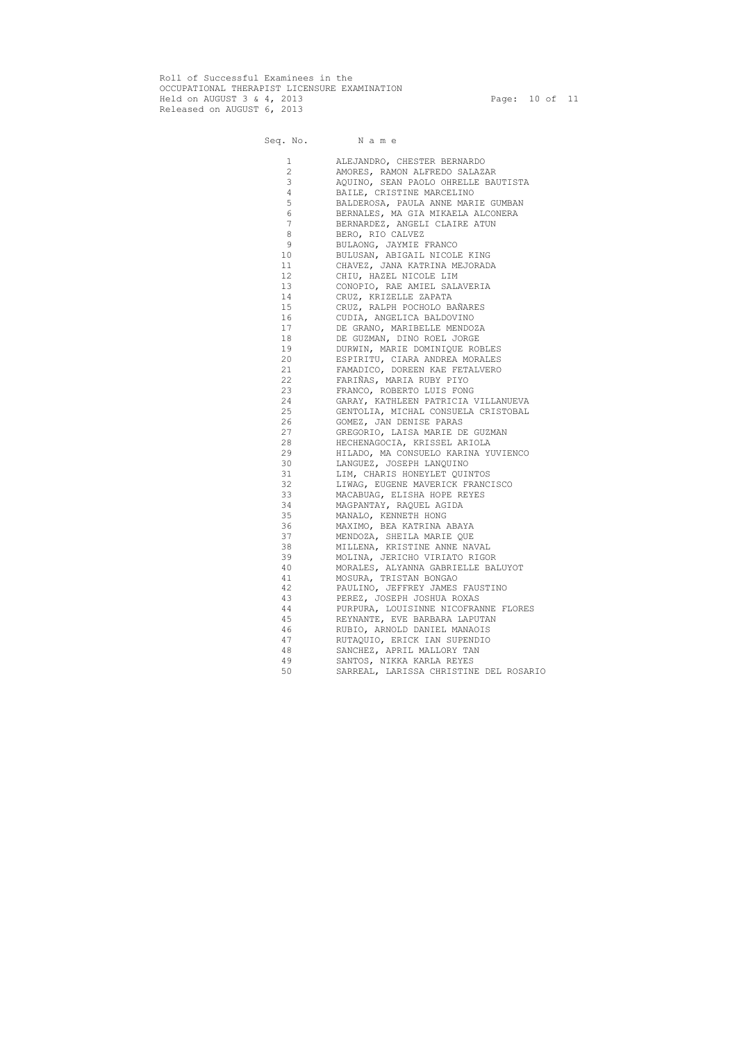Roll of Successful Examinees in the
OCCUPATIONAL THERAPIST LICENSURE EXAMINATION
Held on AUGUST 3 & 4, 2013
Released on AUGUST 6, 2013

| Seq. No. | N a m e |
|---|---|
| 1 | ALEJANDRO, CHESTER BERNARDO |
| 2 | AMORES, RAMON ALFREDO SALAZAR |
| 3 | AQUINO, SEAN PAOLO OHRELLE BAUTISTA |
| 4 | BAILE, CRISTINE MARCELINO |
| 5 | BALDEROSA, PAULA ANNE MARIE GUMBAN |
| 6 | BERNALES, MA GIA MIKAELA ALCONERA |
| 7 | BERNARDEZ, ANGELI CLAIRE ATUN |
| 8 | BERO, RIO CALVEZ |
| 9 | BULAONG, JAYMIE FRANCO |
| 10 | BULUSAN, ABIGAIL NICOLE KING |
| 11 | CHAVEZ, JANA KATRINA MEJORADA |
| 12 | CHIU, HAZEL NICOLE LIM |
| 13 | CONOPIO, RAE AMIEL SALAVERIA |
| 14 | CRUZ, KRIZELLE ZAPATA |
| 15 | CRUZ, RALPH POCHOLO BAÑARES |
| 16 | CUDIA, ANGELICA BALDOVINO |
| 17 | DE GRANO, MARIBELLE MENDOZA |
| 18 | DE GUZMAN, DINO ROEL JORGE |
| 19 | DURWIN, MARIE DOMINIQUE ROBLES |
| 20 | ESPIRITU, CIARA ANDREA MORALES |
| 21 | FAMADICO, DOREEN KAE FETALVERO |
| 22 | FARIÑAS, MARIA RUBY PIYO |
| 23 | FRANCO, ROBERTO LUIS FONG |
| 24 | GARAY, KATHLEEN PATRICIA VILLANUEVA |
| 25 | GENTOLIA, MICHAL CONSUELA CRISTOBAL |
| 26 | GOMEZ, JAN DENISE PARAS |
| 27 | GREGORIO, LAISA MARIE DE GUZMAN |
| 28 | HECHENAGOCIA, KRISSEL ARIOLA |
| 29 | HILADO, MA CONSUELO KARINA YUVIENCO |
| 30 | LANGUEZ, JOSEPH LANQUINO |
| 31 | LIM, CHARIS HONEYLET QUINTOS |
| 32 | LIWAG, EUGENE MAVERICK FRANCISCO |
| 33 | MACABUAG, ELISHA HOPE REYES |
| 34 | MAGPANTAY, RAQUEL AGIDA |
| 35 | MANALO, KENNETH HONG |
| 36 | MAXIMO, BEA KATRINA ABAYA |
| 37 | MENDOZA, SHEILA MARIE QUE |
| 38 | MILLENA, KRISTINE ANNE NAVAL |
| 39 | MOLINA, JERICHO VIRIATO RIGOR |
| 40 | MORALES, ALYANNA GABRIELLE BALUYOT |
| 41 | MOSURA, TRISTAN BONGAO |
| 42 | PAULINO, JEFFREY JAMES FAUSTINO |
| 43 | PEREZ, JOSEPH JOSHUA ROXAS |
| 44 | PURPURA, LOUISINNE NICOFRANNE FLORES |
| 45 | REYNANTE, EVE BARBARA LAPUTAN |
| 46 | RUBIO, ARNOLD DANIEL MANAOIS |
| 47 | RUTAQUIO, ERICK IAN SUPENDIO |
| 48 | SANCHEZ, APRIL MALLORY TAN |
| 49 | SANTOS, NIKKA KARLA REYES |
| 50 | SARREAL, LARISSA CHRISTINE DEL ROSARIO |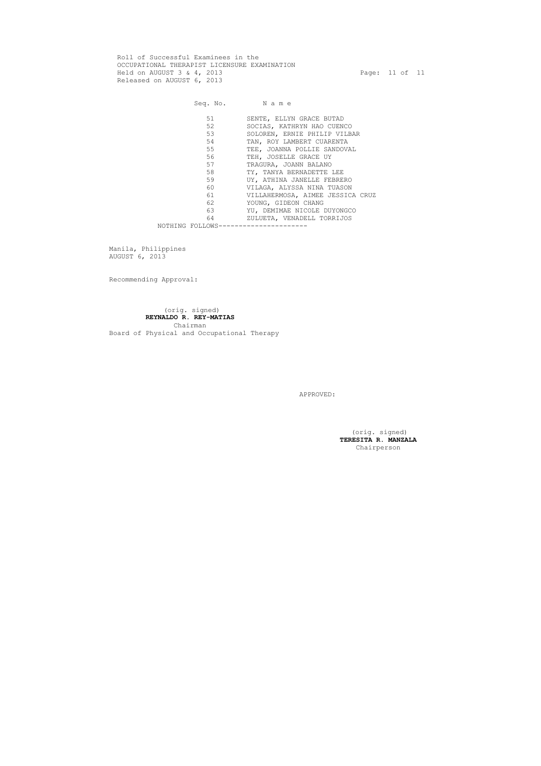Roll of Successful Examinees in the
OCCUPATIONAL THERAPIST LICENSURE EXAMINATION
Held on AUGUST 3 & 4, 2013
Released on AUGUST 6, 2013

| Seq. No. | N a m e |
|---|---|
| 51 | SENTE, ELLYN GRACE BUTAD |
| 52 | SOCIAS, KATHRYN HAO CUENCO |
| 53 | SOLOREN, ERNIE PHILIP VILBAR |
| 54 | TAN, ROY LAMBERT CUARENTA |
| 55 | TEE, JOANNA POLLIE SANDOVAL |
| 56 | TEH, JOSELLE GRACE UY |
| 57 | TRAGURA, JOANN BALANO |
| 58 | TY, TANYA BERNADETTE LEE |
| 59 | UY, ATHINA JANELLE FEBRERO |
| 60 | VILAGA, ALYSSA NINA TUASON |
| 61 | VILLAHERMOSA, AIMEE JESSICA CRUZ |
| 62 | YOUNG, GIDEON CHANG |
| 63 | YU, DEMIMAE NICOLE DUYONGCO |
| 64 | ZULUETA, VENADELL TORRIJOS |

NOTHING FOLLOWS----------------------

Manila, Philippines
AUGUST 6, 2013

Recommending Approval:

(orig. signed)
**REYNALDO R. REY-MATIAS**
Chairman
Board of Physical and Occupational Therapy

APPROVED:

(orig. signed)
**TERESITA R. MANZALA**
Chairperson